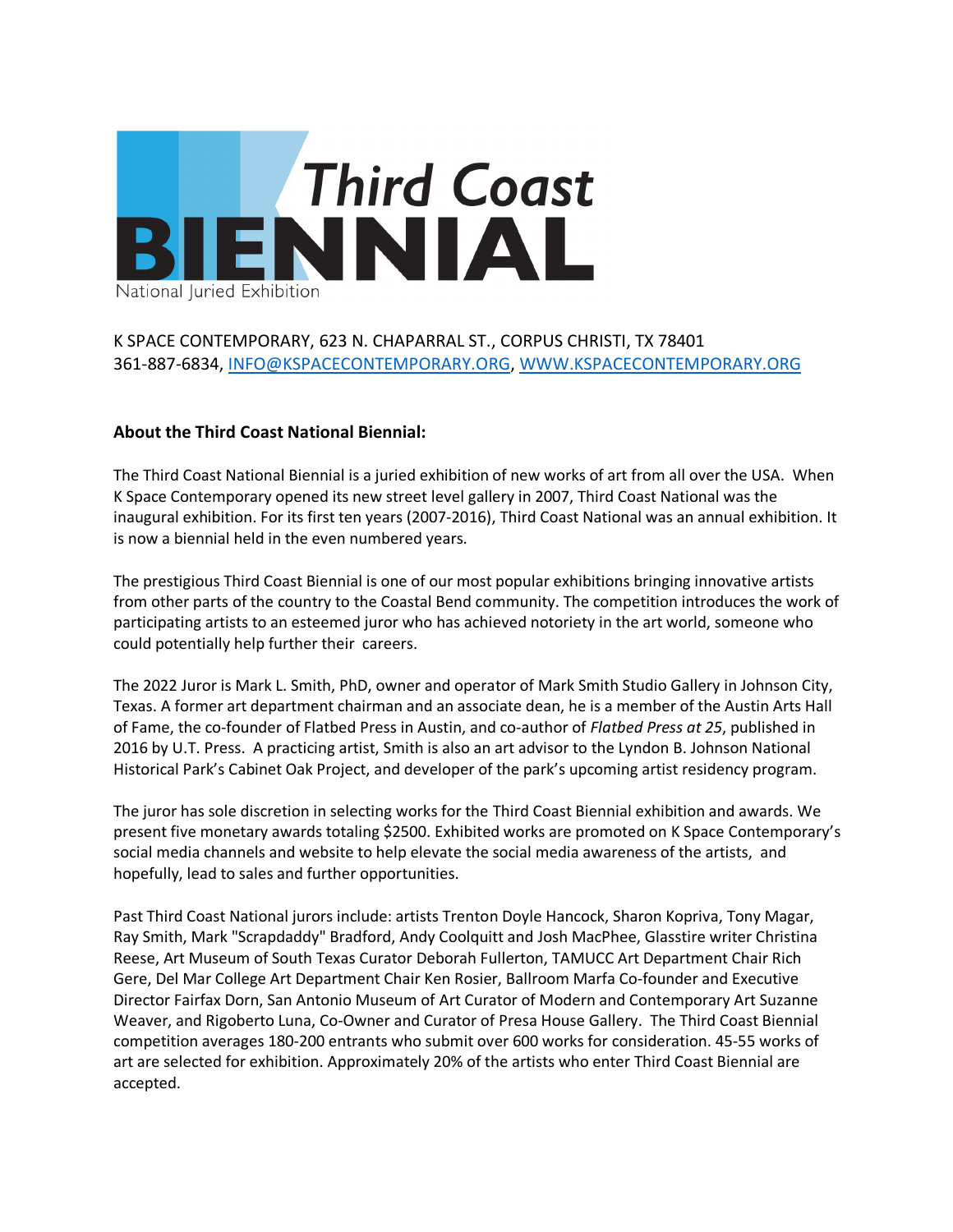# Third Coast BIENNIAL

National Juried Exhibition

K SPACE CONTEMPORARY, 623 N. CHAPARRAL ST., CORPUS CHRISTI, TX 78401
361-887-6834, [INFO@KSPACECONTEMPORARY.ORG](mailto:INFO@KSPACECONTEMPORARY.ORG), [WWW.KSPACECONTEMPORARY.ORG](http://WWW.KSPACECONTEMPORARY.ORG)

**About the Third Coast National Biennial:**

The Third Coast National Biennial is a juried exhibition of new works of art from all over the USA. When K Space Contemporary opened its new street level gallery in 2007, Third Coast National was the inaugural exhibition. For its first ten years (2007-2016), Third Coast National was an annual exhibition. It is now a biennial held in the even numbered years.

The prestigious Third Coast Biennial is one of our most popular exhibitions bringing innovative artists from other parts of the country to the Coastal Bend community. The competition introduces the work of participating artists to an esteemed juror who has achieved notoriety in the art world, someone who could potentially help further their careers.

The 2022 Juror is Mark L. Smith, PhD, owner and operator of Mark Smith Studio Gallery in Johnson City, Texas. A former art department chairman and an associate dean, he is a member of the Austin Arts Hall of Fame, the co-founder of Flatbed Press in Austin, and co-author of *Flatbed Press at 25*, published in 2016 by U.T. Press. A practicing artist, Smith is also an art advisor to the Lyndon B. Johnson National Historical Park's Cabinet Oak Project, and developer of the park's upcoming artist residency program.

The juror has sole discretion in selecting works for the Third Coast Biennial exhibition and awards. We present five monetary awards totaling $2500. Exhibited works are promoted on K Space Contemporary's social media channels and website to help elevate the social media awareness of the artists, and hopefully, lead to sales and further opportunities.

Past Third Coast National jurors include: artists Trenton Doyle Hancock, Sharon Kopriva, Tony Magar, Ray Smith, Mark "Scrapdaddy" Bradford, Andy Coolquitt and Josh MacPhee, Glasstire writer Christina Reese, Art Museum of South Texas Curator Deborah Fullerton, TAMUCC Art Department Chair Rich Gere, Del Mar College Art Department Chair Ken Rosier, Ballroom Marfa Co-founder and Executive Director Fairfax Dorn, San Antonio Museum of Art Curator of Modern and Contemporary Art Suzanne Weaver, and Rigoberto Luna, Co-Owner and Curator of Presa House Gallery. The Third Coast Biennial competition averages 180-200 entrants who submit over 600 works for consideration. 45-55 works of art are selected for exhibition. Approximately 20% of the artists who enter Third Coast Biennial are accepted.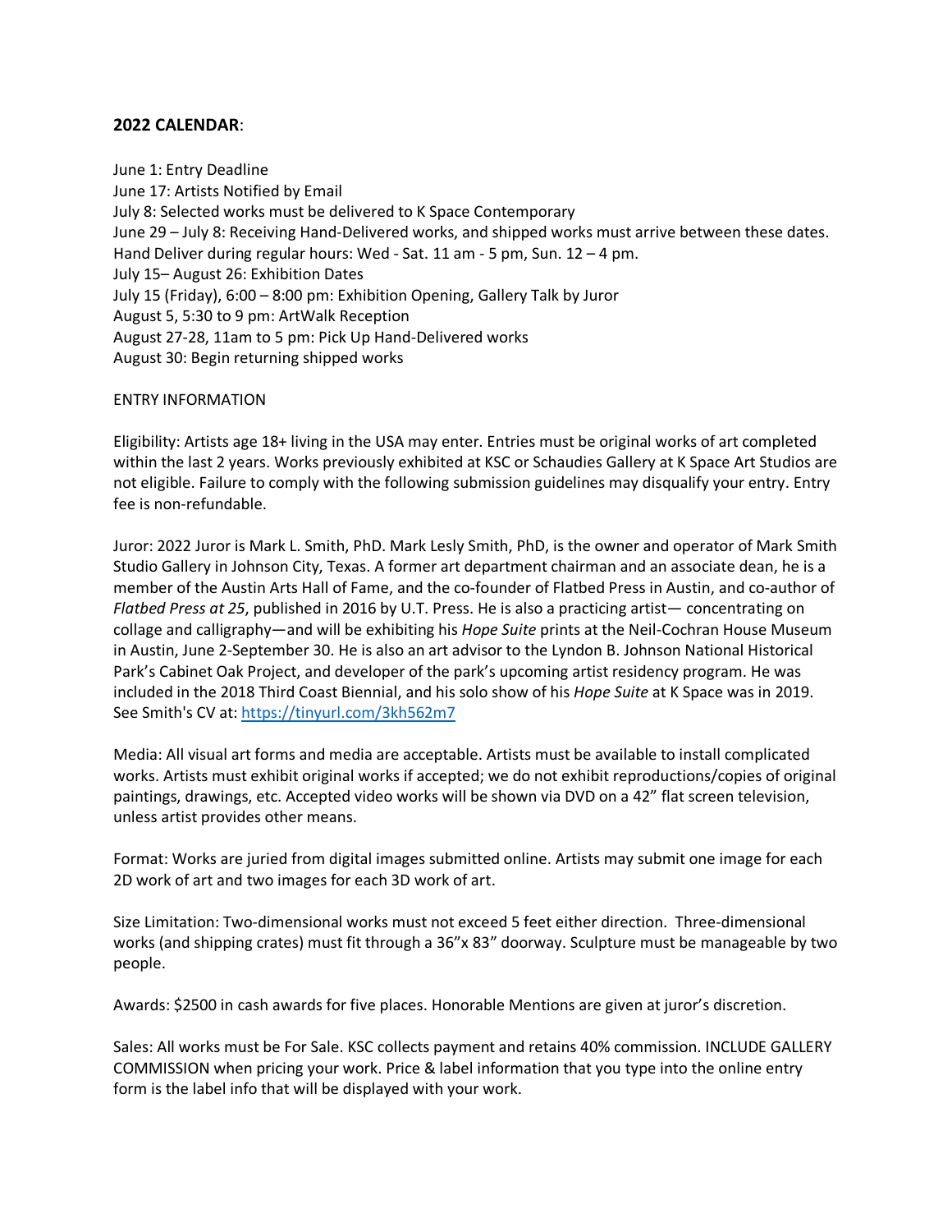**2022 CALENDAR**:

June 1: Entry Deadline
June 17: Artists Notified by Email
July 8: Selected works must be delivered to K Space Contemporary
June 29 – July 8: Receiving Hand-Delivered works, and shipped works must arrive between these dates.
Hand Deliver during regular hours: Wed - Sat. 11 am - 5 pm, Sun. 12 – 4 pm.
July 15– August 26: Exhibition Dates
July 15 (Friday), 6:00 – 8:00 pm: Exhibition Opening, Gallery Talk by Juror
August 5, 5:30 to 9 pm: ArtWalk Reception
August 27-28, 11am to 5 pm: Pick Up Hand-Delivered works
August 30: Begin returning shipped works

ENTRY INFORMATION

Eligibility: Artists age 18+ living in the USA may enter. Entries must be original works of art completed within the last 2 years. Works previously exhibited at KSC or Schaudies Gallery at K Space Art Studios are not eligible. Failure to comply with the following submission guidelines may disqualify your entry. Entry fee is non-refundable.

Juror: 2022 Juror is Mark L. Smith, PhD. Mark Lesly Smith, PhD, is the owner and operator of Mark Smith Studio Gallery in Johnson City, Texas. A former art department chairman and an associate dean, he is a member of the Austin Arts Hall of Fame, and the co-founder of Flatbed Press in Austin, and co-author of *Flatbed Press at 25*, published in 2016 by U.T. Press. He is also a practicing artist— concentrating on collage and calligraphy—and will be exhibiting his *Hope Suite* prints at the Neil-Cochran House Museum in Austin, June 2-September 30. He is also an art advisor to the Lyndon B. Johnson National Historical Park's Cabinet Oak Project, and developer of the park's upcoming artist residency program. He was included in the 2018 Third Coast Biennial, and his solo show of his *Hope Suite* at K Space was in 2019. See Smith's CV at: https://tinyurl.com/3kh562m7

Media: All visual art forms and media are acceptable. Artists must be available to install complicated works. Artists must exhibit original works if accepted; we do not exhibit reproductions/copies of original paintings, drawings, etc. Accepted video works will be shown via DVD on a 42" flat screen television, unless artist provides other means.

Format: Works are juried from digital images submitted online. Artists may submit one image for each 2D work of art and two images for each 3D work of art.

Size Limitation: Two-dimensional works must not exceed 5 feet either direction. Three-dimensional works (and shipping crates) must fit through a 36"x 83" doorway. Sculpture must be manageable by two people.

Awards: $2500 in cash awards for five places. Honorable Mentions are given at juror's discretion.

Sales: All works must be For Sale. KSC collects payment and retains 40% commission. INCLUDE GALLERY COMMISSION when pricing your work. Price & label information that you type into the online entry form is the label info that will be displayed with your work.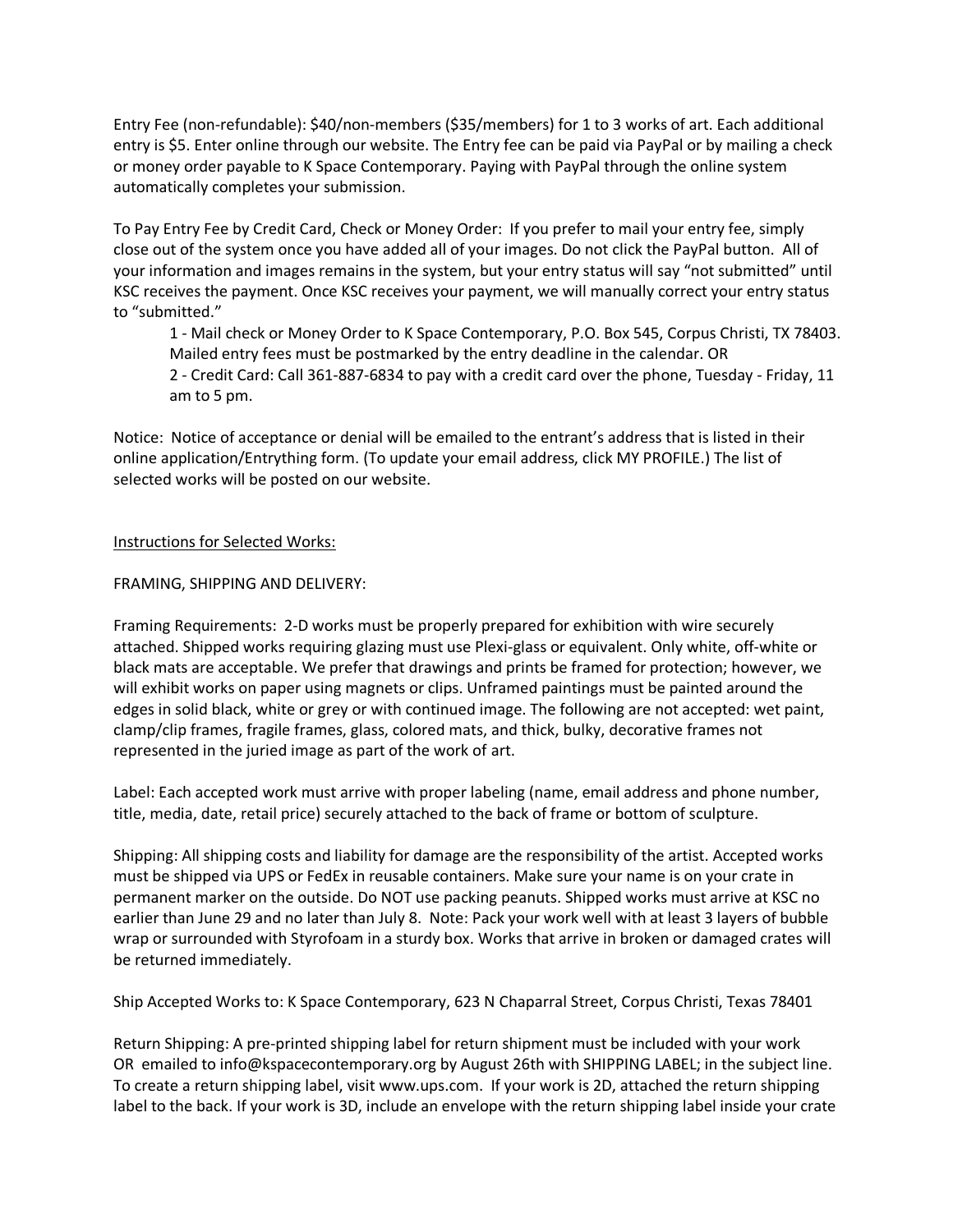Entry Fee (non-refundable): $40/non-members ($35/members) for 1 to 3 works of art. Each additional entry is $5. Enter online through our website. The Entry fee can be paid via PayPal or by mailing a check or money order payable to K Space Contemporary. Paying with PayPal through the online system automatically completes your submission.

To Pay Entry Fee by Credit Card, Check or Money Order: If you prefer to mail your entry fee, simply close out of the system once you have added all of your images. Do not click the PayPal button. All of your information and images remains in the system, but your entry status will say "not submitted" until KSC receives the payment. Once KSC receives your payment, we will manually correct your entry status to "submitted."

> 1 - Mail check or Money Order to K Space Contemporary, P.O. Box 545, Corpus Christi, TX 78403. Mailed entry fees must be postmarked by the entry deadline in the calendar. OR
> 2 - Credit Card: Call 361-887-6834 to pay with a credit card over the phone, Tuesday - Friday, 11 am to 5 pm.

Notice: Notice of acceptance or denial will be emailed to the entrant's address that is listed in their online application/Entrything form. (To update your email address, click MY PROFILE.) The list of selected works will be posted on our website.

<u>Instructions for Selected Works:</u>

FRAMING, SHIPPING AND DELIVERY:

Framing Requirements: 2-D works must be properly prepared for exhibition with wire securely attached. Shipped works requiring glazing must use Plexi-glass or equivalent. Only white, off-white or black mats are acceptable. We prefer that drawings and prints be framed for protection; however, we will exhibit works on paper using magnets or clips. Unframed paintings must be painted around the edges in solid black, white or grey or with continued image. The following are not accepted: wet paint, clamp/clip frames, fragile frames, glass, colored mats, and thick, bulky, decorative frames not represented in the juried image as part of the work of art.

Label: Each accepted work must arrive with proper labeling (name, email address and phone number, title, media, date, retail price) securely attached to the back of frame or bottom of sculpture.

Shipping: All shipping costs and liability for damage are the responsibility of the artist. Accepted works must be shipped via UPS or FedEx in reusable containers. Make sure your name is on your crate in permanent marker on the outside. Do NOT use packing peanuts. Shipped works must arrive at KSC no earlier than June 29 and no later than July 8. Note: Pack your work well with at least 3 layers of bubble wrap or surrounded with Styrofoam in a sturdy box. Works that arrive in broken or damaged crates will be returned immediately.

Ship Accepted Works to: K Space Contemporary, 623 N Chaparral Street, Corpus Christi, Texas 78401

Return Shipping: A pre-printed shipping label for return shipment must be included with your work OR emailed to info@kspacecontemporary.org by August 26th with SHIPPING LABEL; in the subject line. To create a return shipping label, visit www.ups.com. If your work is 2D, attached the return shipping label to the back. If your work is 3D, include an envelope with the return shipping label inside your crate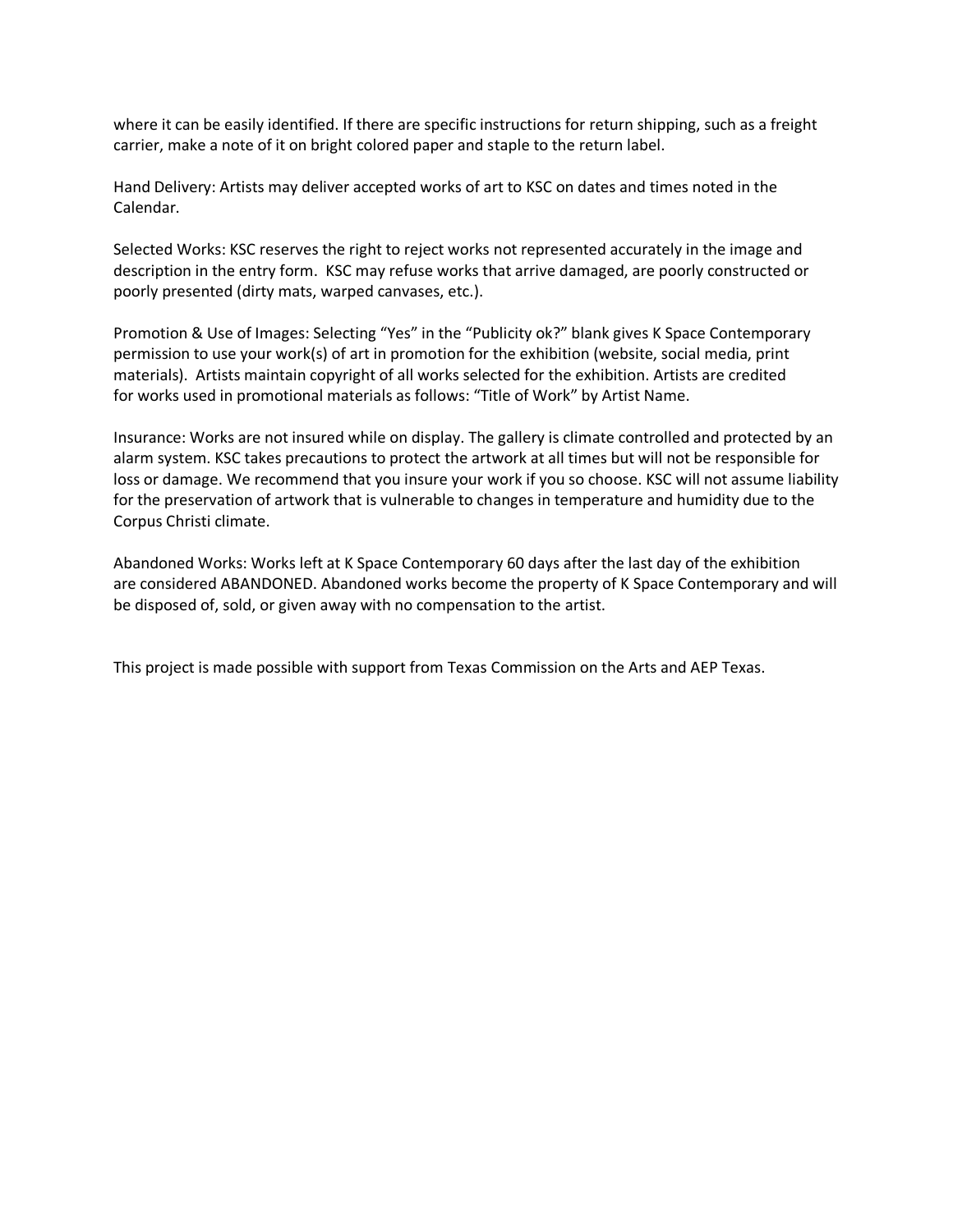where it can be easily identified. If there are specific instructions for return shipping, such as a freight carrier, make a note of it on bright colored paper and staple to the return label.

Hand Delivery: Artists may deliver accepted works of art to KSC on dates and times noted in the Calendar.

Selected Works: KSC reserves the right to reject works not represented accurately in the image and description in the entry form. KSC may refuse works that arrive damaged, are poorly constructed or poorly presented (dirty mats, warped canvases, etc.).

Promotion & Use of Images: Selecting "Yes" in the "Publicity ok?" blank gives K Space Contemporary permission to use your work(s) of art in promotion for the exhibition (website, social media, print materials). Artists maintain copyright of all works selected for the exhibition. Artists are credited for works used in promotional materials as follows: "Title of Work" by Artist Name.

Insurance: Works are not insured while on display. The gallery is climate controlled and protected by an alarm system. KSC takes precautions to protect the artwork at all times but will not be responsible for loss or damage. We recommend that you insure your work if you so choose. KSC will not assume liability for the preservation of artwork that is vulnerable to changes in temperature and humidity due to the Corpus Christi climate.

Abandoned Works: Works left at K Space Contemporary 60 days after the last day of the exhibition are considered ABANDONED. Abandoned works become the property of K Space Contemporary and will be disposed of, sold, or given away with no compensation to the artist.

This project is made possible with support from Texas Commission on the Arts and AEP Texas.